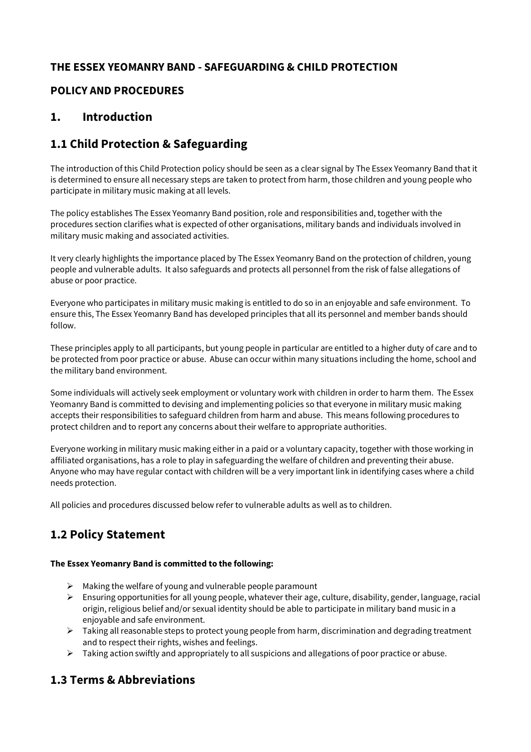# THE ESSEX YEOMANRY BAND - SAFEGUARDING & CHILD PROTECTION

# POLICY AND PROCEDURES

## 1. Introduction

## 1.1 Child Protection & Safeguarding

The introduction of this Child Protection policy should be seen as a clear signal by The Essex Yeomanry Band that it is determined to ensure all necessary steps are taken to protect from harm, those children and young people who participate in military music making at all levels.

The policy establishes The Essex Yeomanry Band position, role and responsibilities and, together with the procedures section clarifies what is expected of other organisations, military bands and individuals involved in military music making and associated activities.

It very clearly highlights the importance placed by The Essex Yeomanry Band on the protection of children, young people and vulnerable adults. It also safeguards and protects all personnel from the risk of false allegations of abuse or poor practice.

Everyone who participates in military music making is entitled to do so in an enjoyable and safe environment. To ensure this, The Essex Yeomanry Band has developed principles that all its personnel and member bands should follow.

These principles apply to all participants, but young people in particular are entitled to a higher duty of care and to be protected from poor practice or abuse. Abuse can occur within many situations including the home, school and the military band environment.

Some individuals will actively seek employment or voluntary work with children in order to harm them. The Essex Yeomanry Band is committed to devising and implementing policies so that everyone in military music making accepts their responsibilities to safeguard children from harm and abuse. This means following procedures to protect children and to report any concerns about their welfare to appropriate authorities.

Everyone working in military music making either in a paid or a voluntary capacity, together with those working in affiliated organisations, has a role to play in safeguarding the welfare of children and preventing their abuse. Anyone who may have regular contact with children will be a very important link in identifying cases where a child needs protection.

All policies and procedures discussed below refer to vulnerable adults as well as to children.

## 1.2 Policy Statement

**The Essex Yeomanry Band is committed to the following:**

- Making the welfare of young and vulnerable people paramount
- Ensuring opportunities for all young people, whatever their age, culture, disability, gender, language, racial origin, religious belief and/or sexual identity should be able to participate in military band music in a enjoyable and safe environment.
- Taking all reasonable steps to protect young people from harm, discrimination and degrading treatment and to respect their rights, wishes and feelings.
- Taking action swiftly and appropriately to all suspicions and allegations of poor practice or abuse.

## 1.3 Terms & Abbreviations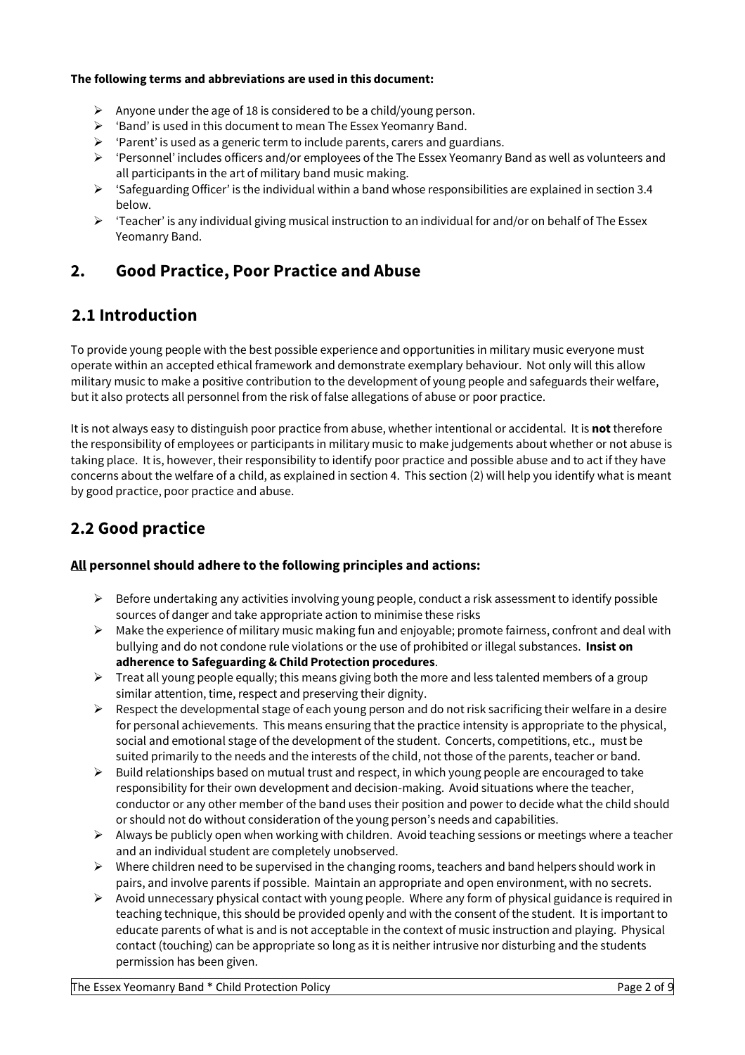**The following terms and abbreviations are used in this document:**

- Anyone under the age of 18 is considered to be a child/young person.
- 'Band' is used in this document to mean The Essex Yeomanry Band.
- 'Parent' is used as a generic term to include parents, carers and guardians.
- 'Personnel' includes officers and/or employees of the The Essex Yeomanry Band as well as volunteers and all participants in the art of military band music making.
- 'Safeguarding Officer' is the individual within a band whose responsibilities are explained in section 3.4 below.
- 'Teacher' is any individual giving musical instruction to an individual for and/or on behalf of The Essex Yeomanry Band.

## 2. Good Practice, Poor Practice and Abuse

## 2.1 Introduction

To provide young people with the best possible experience and opportunities in military music everyone must operate within an accepted ethical framework and demonstrate exemplary behaviour. Not only will this allow military music to make a positive contribution to the development of young people and safeguards their welfare, but it also protects all personnel from the risk of false allegations of abuse or poor practice.

It is not always easy to distinguish poor practice from abuse, whether intentional or accidental. It is **not** therefore the responsibility of employees or participants in military music to make judgements about whether or not abuse is taking place. It is, however, their responsibility to identify poor practice and possible abuse and to act if they have concerns about the welfare of a child, as explained in section 4. This section (2) will help you identify what is meant by good practice, poor practice and abuse.

## 2.2 Good practice

**All personnel should adhere to the following principles and actions:**

- Before undertaking any activities involving young people, conduct a risk assessment to identify possible sources of danger and take appropriate action to minimise these risks
- Make the experience of military music making fun and enjoyable; promote fairness, confront and deal with bullying and do not condone rule violations or the use of prohibited or illegal substances. **Insist on adherence to Safeguarding & Child Protection procedures**.
- Treat all young people equally; this means giving both the more and less talented members of a group similar attention, time, respect and preserving their dignity.
- Respect the developmental stage of each young person and do not risk sacrificing their welfare in a desire for personal achievements. This means ensuring that the practice intensity is appropriate to the physical, social and emotional stage of the development of the student. Concerts, competitions, etc., must be suited primarily to the needs and the interests of the child, not those of the parents, teacher or band.
- Build relationships based on mutual trust and respect, in which young people are encouraged to take responsibility for their own development and decision-making. Avoid situations where the teacher, conductor or any other member of the band uses their position and power to decide what the child should or should not do without consideration of the young person's needs and capabilities.
- Always be publicly open when working with children. Avoid teaching sessions or meetings where a teacher and an individual student are completely unobserved.
- Where children need to be supervised in the changing rooms, teachers and band helpers should work in pairs, and involve parents if possible. Maintain an appropriate and open environment, with no secrets.
- Avoid unnecessary physical contact with young people. Where any form of physical guidance is required in teaching technique, this should be provided openly and with the consent of the student. It is important to educate parents of what is and is not acceptable in the context of music instruction and playing. Physical contact (touching) can be appropriate so long as it is neither intrusive nor disturbing and the students permission has been given.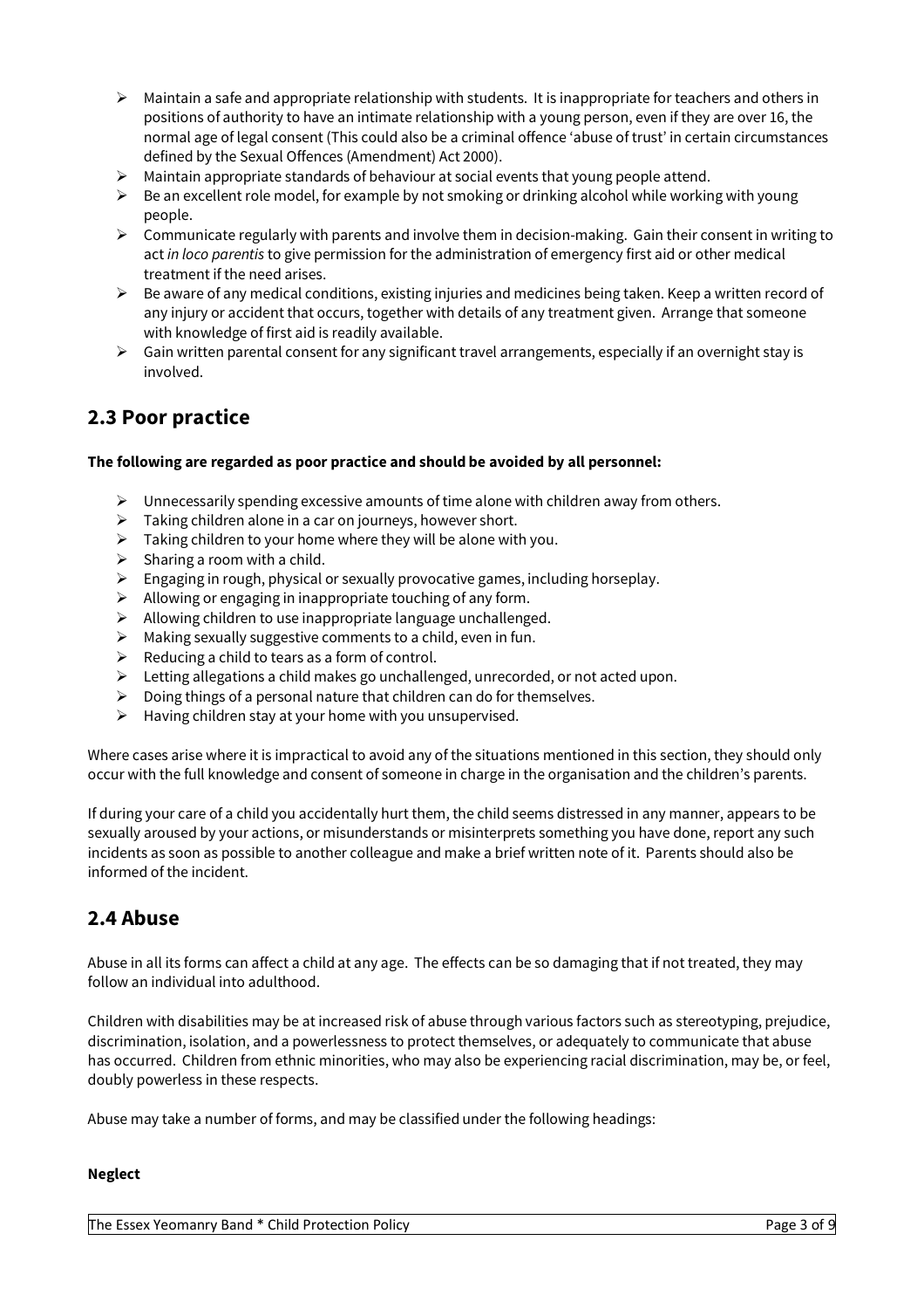- Maintain a safe and appropriate relationship with students. It is inappropriate for teachers and others in positions of authority to have an intimate relationship with a young person, even if they are over 16, the normal age of legal consent (This could also be a criminal offence 'abuse of trust' in certain circumstances defined by the Sexual Offences (Amendment) Act 2000).
- Maintain appropriate standards of behaviour at social events that young people attend.
- Be an excellent role model, for example by not smoking or drinking alcohol while working with young people.
- Communicate regularly with parents and involve them in decision-making. Gain their consent in writing to act *in loco parentis* to give permission for the administration of emergency first aid or other medical treatment if the need arises.
- Be aware of any medical conditions, existing injuries and medicines being taken. Keep a written record of any injury or accident that occurs, together with details of any treatment given. Arrange that someone with knowledge of first aid is readily available.
- Gain written parental consent for any significant travel arrangements, especially if an overnight stay is involved.

## 2.3 Poor practice

**The following are regarded as poor practice and should be avoided by all personnel:**

- Unnecessarily spending excessive amounts of time alone with children away from others.
- Taking children alone in a car on journeys, however short.
- Taking children to your home where they will be alone with you.
- Sharing a room with a child.
- Engaging in rough, physical or sexually provocative games, including horseplay.
- Allowing or engaging in inappropriate touching of any form.
- Allowing children to use inappropriate language unchallenged.
- Making sexually suggestive comments to a child, even in fun.
- Reducing a child to tears as a form of control.
- Letting allegations a child makes go unchallenged, unrecorded, or not acted upon.
- Doing things of a personal nature that children can do for themselves.
- Having children stay at your home with you unsupervised.

Where cases arise where it is impractical to avoid any of the situations mentioned in this section, they should only occur with the full knowledge and consent of someone in charge in the organisation and the children's parents.

If during your care of a child you accidentally hurt them, the child seems distressed in any manner, appears to be sexually aroused by your actions, or misunderstands or misinterprets something you have done, report any such incidents as soon as possible to another colleague and make a brief written note of it. Parents should also be informed of the incident.

## 2.4 Abuse

Abuse in all its forms can affect a child at any age. The effects can be so damaging that if not treated, they may follow an individual into adulthood.

Children with disabilities may be at increased risk of abuse through various factors such as stereotyping, prejudice, discrimination, isolation, and a powerlessness to protect themselves, or adequately to communicate that abuse has occurred. Children from ethnic minorities, who may also be experiencing racial discrimination, may be, or feel, doubly powerless in these respects.

Abuse may take a number of forms, and may be classified under the following headings:

**Neglect**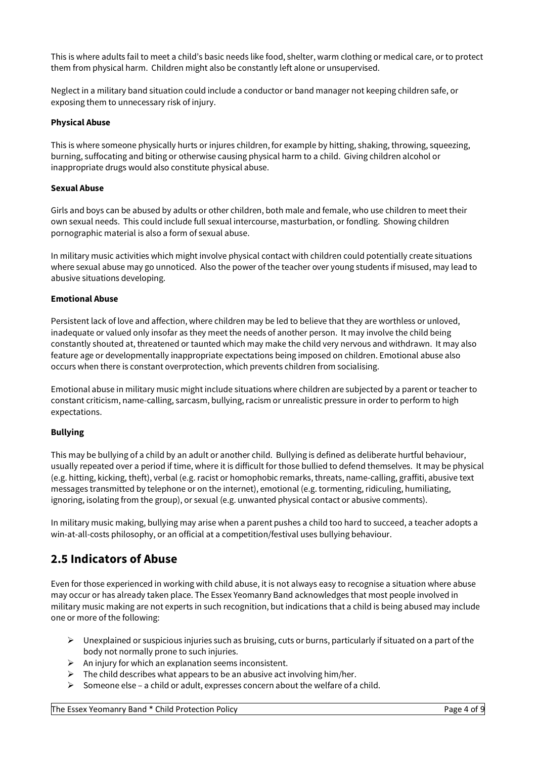This is where adults fail to meet a child's basic needs like food, shelter, warm clothing or medical care, or to protect them from physical harm. Children might also be constantly left alone or unsupervised.

Neglect in a military band situation could include a conductor or band manager not keeping children safe, or exposing them to unnecessary risk of injury.

**Physical Abuse**

This is where someone physically hurts or injures children, for example by hitting, shaking, throwing, squeezing, burning, suffocating and biting or otherwise causing physical harm to a child. Giving children alcohol or inappropriate drugs would also constitute physical abuse.

**Sexual Abuse**

Girls and boys can be abused by adults or other children, both male and female, who use children to meet their own sexual needs. This could include full sexual intercourse, masturbation, or fondling. Showing children pornographic material is also a form of sexual abuse.

In military music activities which might involve physical contact with children could potentially create situations where sexual abuse may go unnoticed. Also the power of the teacher over young students if misused, may lead to abusive situations developing.

**Emotional Abuse**

Persistent lack of love and affection, where children may be led to believe that they are worthless or unloved, inadequate or valued only insofar as they meet the needs of another person. It may involve the child being constantly shouted at, threatened or taunted which may make the child very nervous and withdrawn. It may also feature age or developmentally inappropriate expectations being imposed on children. Emotional abuse also occurs when there is constant overprotection, which prevents children from socialising.

Emotional abuse in military music might include situations where children are subjected by a parent or teacher to constant criticism, name-calling, sarcasm, bullying, racism or unrealistic pressure in order to perform to high expectations.

**Bullying**

This may be bullying of a child by an adult or another child. Bullying is defined as deliberate hurtful behaviour, usually repeated over a period if time, where it is difficult for those bullied to defend themselves. It may be physical (e.g. hitting, kicking, theft), verbal (e.g. racist or homophobic remarks, threats, name-calling, graffiti, abusive text messages transmitted by telephone or on the internet), emotional (e.g. tormenting, ridiculing, humiliating, ignoring, isolating from the group), or sexual (e.g. unwanted physical contact or abusive comments).

In military music making, bullying may arise when a parent pushes a child too hard to succeed, a teacher adopts a win-at-all-costs philosophy, or an official at a competition/festival uses bullying behaviour.

## 2.5 Indicators of Abuse

Even for those experienced in working with child abuse, it is not always easy to recognise a situation where abuse may occur or has already taken place. The Essex Yeomanry Band acknowledges that most people involved in military music making are not experts in such recognition, but indications that a child is being abused may include one or more of the following:

- Unexplained or suspicious injuries such as bruising, cuts or burns, particularly if situated on a part of the body not normally prone to such injuries.
- An injury for which an explanation seems inconsistent.
- The child describes what appears to be an abusive act involving him/her.
- Someone else – a child or adult, expresses concern about the welfare of a child.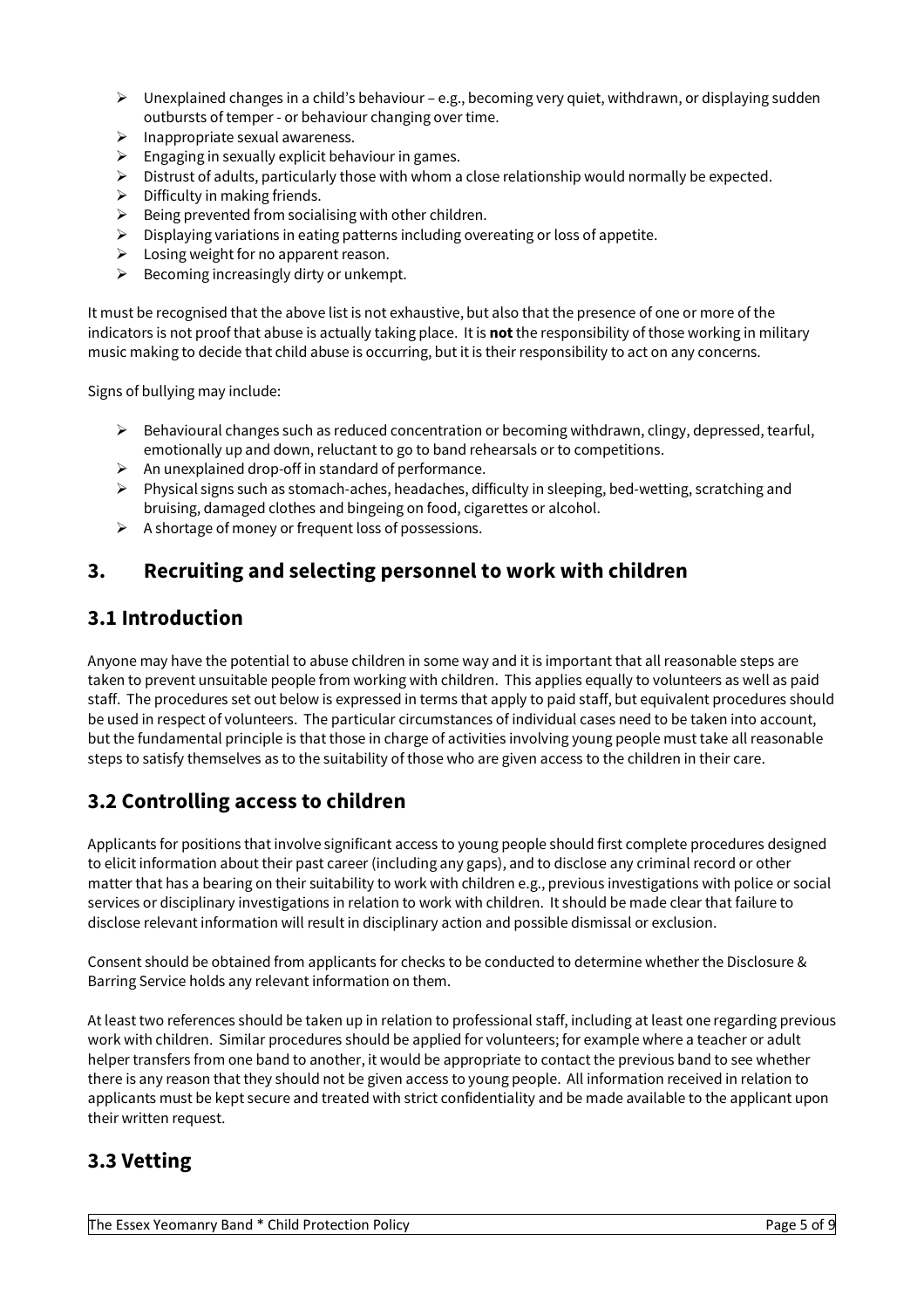- Unexplained changes in a child's behaviour – e.g., becoming very quiet, withdrawn, or displaying sudden outbursts of temper - or behaviour changing over time.
- Inappropriate sexual awareness.
- Engaging in sexually explicit behaviour in games.
- Distrust of adults, particularly those with whom a close relationship would normally be expected.
- Difficulty in making friends.
- Being prevented from socialising with other children.
- Displaying variations in eating patterns including overeating or loss of appetite.
- Losing weight for no apparent reason.
- Becoming increasingly dirty or unkempt.

It must be recognised that the above list is not exhaustive, but also that the presence of one or more of the indicators is not proof that abuse is actually taking place. It is **not** the responsibility of those working in military music making to decide that child abuse is occurring, but it is their responsibility to act on any concerns.

Signs of bullying may include:

- Behavioural changes such as reduced concentration or becoming withdrawn, clingy, depressed, tearful, emotionally up and down, reluctant to go to band rehearsals or to competitions.
- An unexplained drop-off in standard of performance.
- Physical signs such as stomach-aches, headaches, difficulty in sleeping, bed-wetting, scratching and bruising, damaged clothes and bingeing on food, cigarettes or alcohol.
- A shortage of money or frequent loss of possessions.

## 3. Recruiting and selecting personnel to work with children

## 3.1 Introduction

Anyone may have the potential to abuse children in some way and it is important that all reasonable steps are taken to prevent unsuitable people from working with children. This applies equally to volunteers as well as paid staff. The procedures set out below is expressed in terms that apply to paid staff, but equivalent procedures should be used in respect of volunteers. The particular circumstances of individual cases need to be taken into account, but the fundamental principle is that those in charge of activities involving young people must take all reasonable steps to satisfy themselves as to the suitability of those who are given access to the children in their care.

## 3.2 Controlling access to children

Applicants for positions that involve significant access to young people should first complete procedures designed to elicit information about their past career (including any gaps), and to disclose any criminal record or other matter that has a bearing on their suitability to work with children e.g., previous investigations with police or social services or disciplinary investigations in relation to work with children. It should be made clear that failure to disclose relevant information will result in disciplinary action and possible dismissal or exclusion.

Consent should be obtained from applicants for checks to be conducted to determine whether the Disclosure & Barring Service holds any relevant information on them.

At least two references should be taken up in relation to professional staff, including at least one regarding previous work with children. Similar procedures should be applied for volunteers; for example where a teacher or adult helper transfers from one band to another, it would be appropriate to contact the previous band to see whether there is any reason that they should not be given access to young people. All information received in relation to applicants must be kept secure and treated with strict confidentiality and be made available to the applicant upon their written request.

## 3.3 Vetting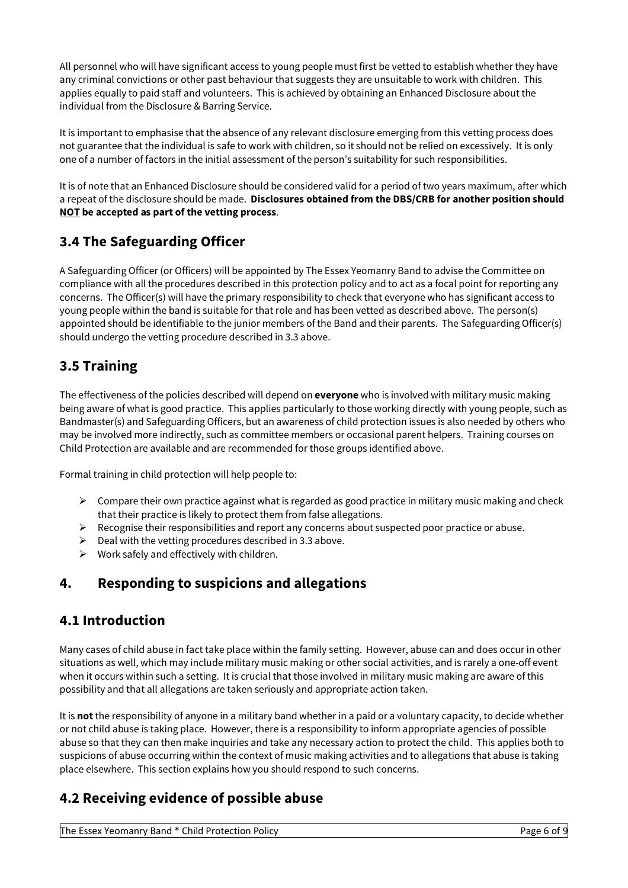All personnel who will have significant access to young people must first be vetted to establish whether they have any criminal convictions or other past behaviour that suggests they are unsuitable to work with children. This applies equally to paid staff and volunteers. This is achieved by obtaining an Enhanced Disclosure about the individual from the Disclosure & Barring Service.

It is important to emphasise that the absence of any relevant disclosure emerging from this vetting process does not guarantee that the individual is safe to work with children, so it should not be relied on excessively. It is only one of a number of factors in the initial assessment of the person's suitability for such responsibilities.

It is of note that an Enhanced Disclosure should be considered valid for a period of two years maximum, after which a repeat of the disclosure should be made. **Disclosures obtained from the DBS/CRB for another position should <u>NOT</u> be accepted as part of the vetting process**.

## 3.4 The Safeguarding Officer

A Safeguarding Officer (or Officers) will be appointed by The Essex Yeomanry Band to advise the Committee on compliance with all the procedures described in this protection policy and to act as a focal point for reporting any concerns. The Officer(s) will have the primary responsibility to check that everyone who has significant access to young people within the band is suitable for that role and has been vetted as described above. The person(s) appointed should be identifiable to the junior members of the Band and their parents. The Safeguarding Officer(s) should undergo the vetting procedure described in 3.3 above.

## 3.5 Training

The effectiveness of the policies described will depend on **everyone** who is involved with military music making being aware of what is good practice. This applies particularly to those working directly with young people, such as Bandmaster(s) and Safeguarding Officers, but an awareness of child protection issues is also needed by others who may be involved more indirectly, such as committee members or occasional parent helpers. Training courses on Child Protection are available and are recommended for those groups identified above.

Formal training in child protection will help people to:

- Compare their own practice against what is regarded as good practice in military music making and check that their practice is likely to protect them from false allegations.
- Recognise their responsibilities and report any concerns about suspected poor practice or abuse.
- Deal with the vetting procedures described in 3.3 above.
- Work safely and effectively with children.

# 4. Responding to suspicions and allegations

## 4.1 Introduction

Many cases of child abuse in fact take place within the family setting. However, abuse can and does occur in other situations as well, which may include military music making or other social activities, and is rarely a one-off event when it occurs within such a setting. It is crucial that those involved in military music making are aware of this possibility and that all allegations are taken seriously and appropriate action taken.

It is **not** the responsibility of anyone in a military band whether in a paid or a voluntary capacity, to decide whether or not child abuse is taking place. However, there is a responsibility to inform appropriate agencies of possible abuse so that they can then make inquiries and take any necessary action to protect the child. This applies both to suspicions of abuse occurring within the context of music making activities and to allegations that abuse is taking place elsewhere. This section explains how you should respond to such concerns.

## 4.2 Receiving evidence of possible abuse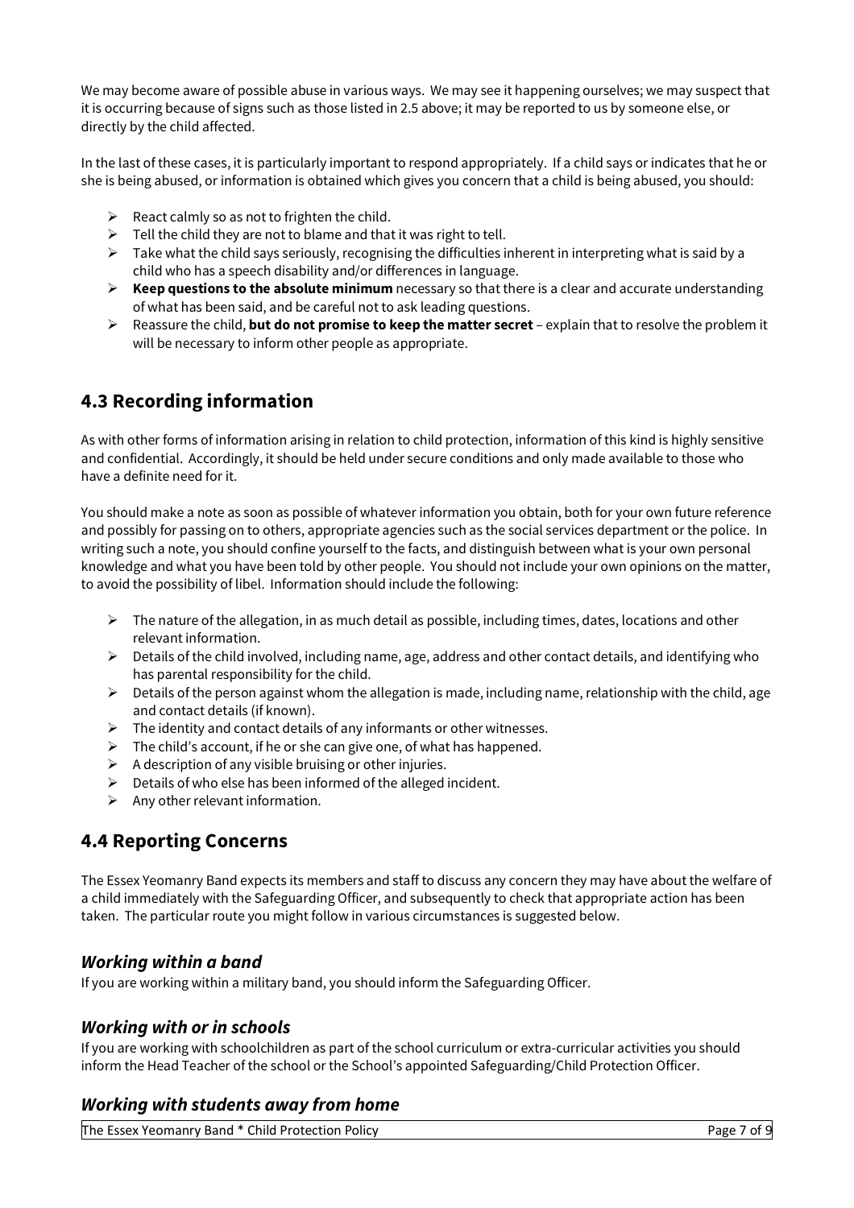We may become aware of possible abuse in various ways. We may see it happening ourselves; we may suspect that it is occurring because of signs such as those listed in 2.5 above; it may be reported to us by someone else, or directly by the child affected.

In the last of these cases, it is particularly important to respond appropriately. If a child says or indicates that he or she is being abused, or information is obtained which gives you concern that a child is being abused, you should:

- React calmly so as not to frighten the child.
- Tell the child they are not to blame and that it was right to tell.
- Take what the child says seriously, recognising the difficulties inherent in interpreting what is said by a child who has a speech disability and/or differences in language.
- **Keep questions to the absolute minimum** necessary so that there is a clear and accurate understanding of what has been said, and be careful not to ask leading questions.
- Reassure the child, **but do not promise to keep the matter secret** – explain that to resolve the problem it will be necessary to inform other people as appropriate.

## 4.3 Recording information

As with other forms of information arising in relation to child protection, information of this kind is highly sensitive and confidential. Accordingly, it should be held under secure conditions and only made available to those who have a definite need for it.

You should make a note as soon as possible of whatever information you obtain, both for your own future reference and possibly for passing on to others, appropriate agencies such as the social services department or the police. In writing such a note, you should confine yourself to the facts, and distinguish between what is your own personal knowledge and what you have been told by other people. You should not include your own opinions on the matter, to avoid the possibility of libel. Information should include the following:

- The nature of the allegation, in as much detail as possible, including times, dates, locations and other relevant information.
- Details of the child involved, including name, age, address and other contact details, and identifying who has parental responsibility for the child.
- Details of the person against whom the allegation is made, including name, relationship with the child, age and contact details (if known).
- The identity and contact details of any informants or other witnesses.
- The child's account, if he or she can give one, of what has happened.
- A description of any visible bruising or other injuries.
- Details of who else has been informed of the alleged incident.
- Any other relevant information.

## 4.4 Reporting Concerns

The Essex Yeomanry Band expects its members and staff to discuss any concern they may have about the welfare of a child immediately with the Safeguarding Officer, and subsequently to check that appropriate action has been taken. The particular route you might follow in various circumstances is suggested below.

### *Working within a band*

If you are working within a military band, you should inform the Safeguarding Officer.

### *Working with or in schools*

If you are working with schoolchildren as part of the school curriculum or extra-curricular activities you should inform the Head Teacher of the school or the School's appointed Safeguarding/Child Protection Officer.

### *Working with students away from home*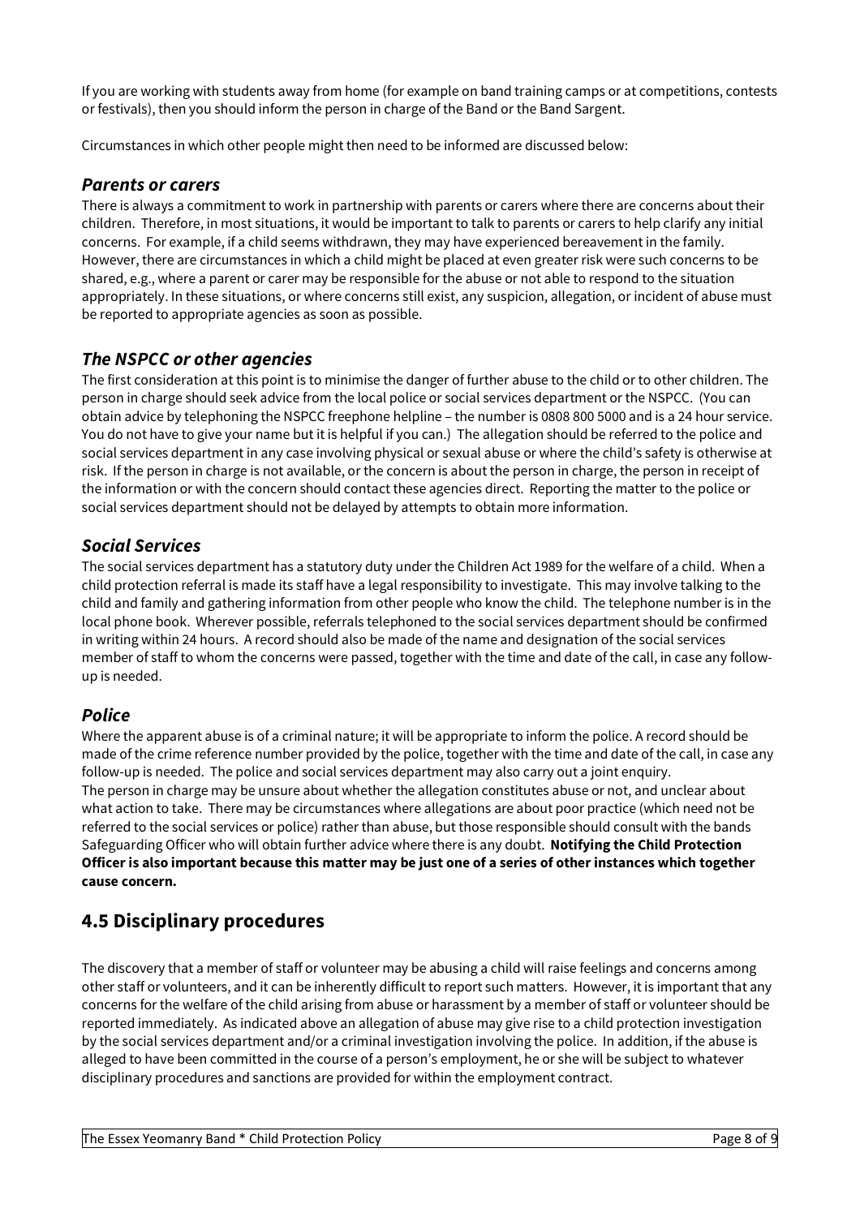If you are working with students away from home (for example on band training camps or at competitions, contests or festivals), then you should inform the person in charge of the Band or the Band Sargent.

Circumstances in which other people might then need to be informed are discussed below:

### *Parents or carers*

There is always a commitment to work in partnership with parents or carers where there are concerns about their children. Therefore, in most situations, it would be important to talk to parents or carers to help clarify any initial concerns. For example, if a child seems withdrawn, they may have experienced bereavement in the family. However, there are circumstances in which a child might be placed at even greater risk were such concerns to be shared, e.g., where a parent or carer may be responsible for the abuse or not able to respond to the situation appropriately. In these situations, or where concerns still exist, any suspicion, allegation, or incident of abuse must be reported to appropriate agencies as soon as possible.

### *The NSPCC or other agencies*

The first consideration at this point is to minimise the danger of further abuse to the child or to other children. The person in charge should seek advice from the local police or social services department or the NSPCC. (You can obtain advice by telephoning the NSPCC freephone helpline – the number is 0808 800 5000 and is a 24 hour service. You do not have to give your name but it is helpful if you can.) The allegation should be referred to the police and social services department in any case involving physical or sexual abuse or where the child's safety is otherwise at risk. If the person in charge is not available, or the concern is about the person in charge, the person in receipt of the information or with the concern should contact these agencies direct. Reporting the matter to the police or social services department should not be delayed by attempts to obtain more information.

### *Social Services*

The social services department has a statutory duty under the Children Act 1989 for the welfare of a child. When a child protection referral is made its staff have a legal responsibility to investigate. This may involve talking to the child and family and gathering information from other people who know the child. The telephone number is in the local phone book. Wherever possible, referrals telephoned to the social services department should be confirmed in writing within 24 hours. A record should also be made of the name and designation of the social services member of staff to whom the concerns were passed, together with the time and date of the call, in case any follow-up is needed.

### *Police*

Where the apparent abuse is of a criminal nature; it will be appropriate to inform the police. A record should be made of the crime reference number provided by the police, together with the time and date of the call, in case any follow-up is needed. The police and social services department may also carry out a joint enquiry.
The person in charge may be unsure about whether the allegation constitutes abuse or not, and unclear about what action to take. There may be circumstances where allegations are about poor practice (which need not be referred to the social services or police) rather than abuse, but those responsible should consult with the bands Safeguarding Officer who will obtain further advice where there is any doubt. **Notifying the Child Protection Officer is also important because this matter may be just one of a series of other instances which together cause concern.**

## 4.5 Disciplinary procedures

The discovery that a member of staff or volunteer may be abusing a child will raise feelings and concerns among other staff or volunteers, and it can be inherently difficult to report such matters. However, it is important that any concerns for the welfare of the child arising from abuse or harassment by a member of staff or volunteer should be reported immediately. As indicated above an allegation of abuse may give rise to a child protection investigation by the social services department and/or a criminal investigation involving the police. In addition, if the abuse is alleged to have been committed in the course of a person's employment, he or she will be subject to whatever disciplinary procedures and sanctions are provided for within the employment contract.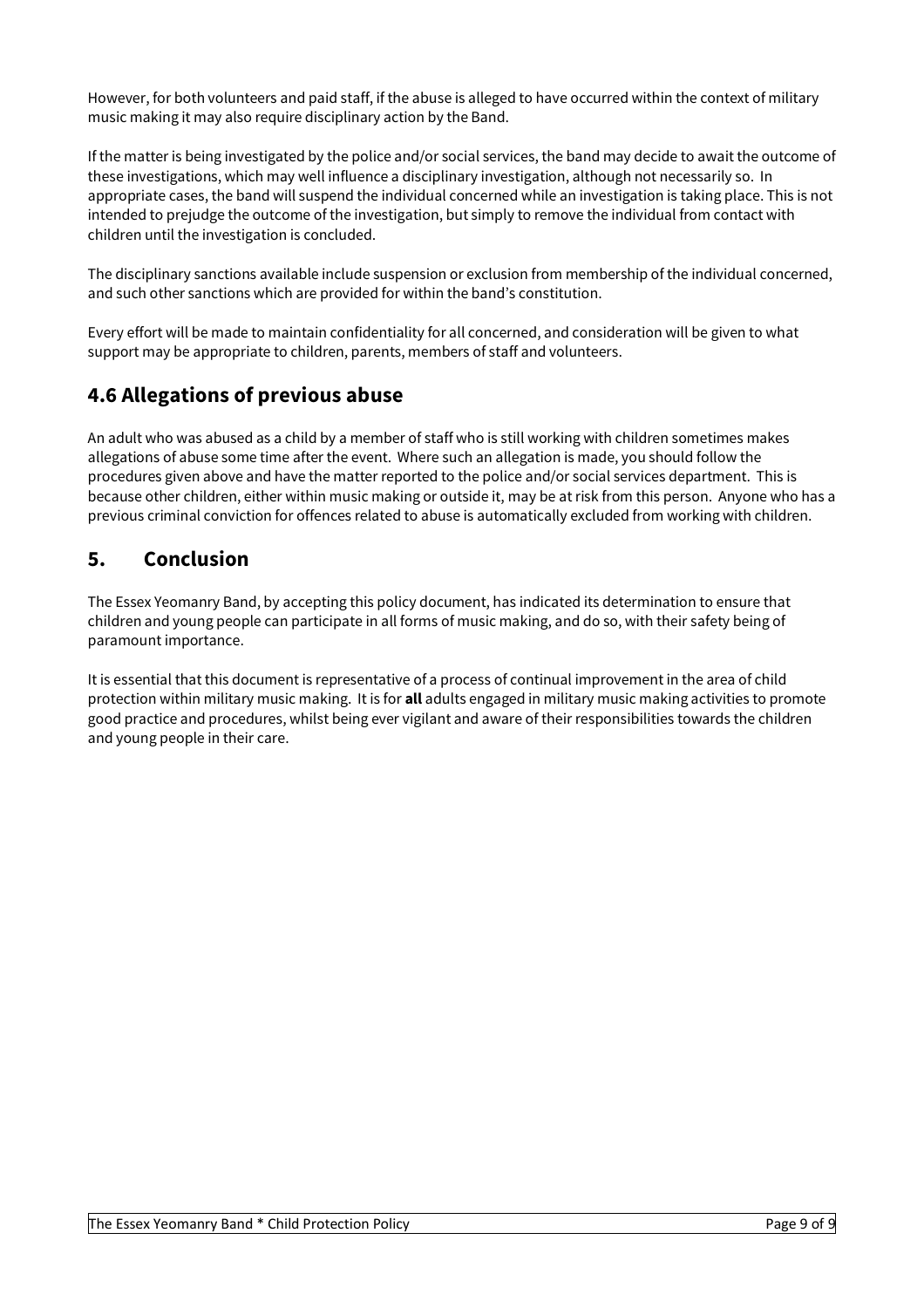However, for both volunteers and paid staff, if the abuse is alleged to have occurred within the context of military music making it may also require disciplinary action by the Band.

If the matter is being investigated by the police and/or social services, the band may decide to await the outcome of these investigations, which may well influence a disciplinary investigation, although not necessarily so. In appropriate cases, the band will suspend the individual concerned while an investigation is taking place. This is not intended to prejudge the outcome of the investigation, but simply to remove the individual from contact with children until the investigation is concluded.

The disciplinary sanctions available include suspension or exclusion from membership of the individual concerned, and such other sanctions which are provided for within the band's constitution.

Every effort will be made to maintain confidentiality for all concerned, and consideration will be given to what support may be appropriate to children, parents, members of staff and volunteers.

## 4.6 Allegations of previous abuse

An adult who was abused as a child by a member of staff who is still working with children sometimes makes allegations of abuse some time after the event. Where such an allegation is made, you should follow the procedures given above and have the matter reported to the police and/or social services department. This is because other children, either within music making or outside it, may be at risk from this person. Anyone who has a previous criminal conviction for offences related to abuse is automatically excluded from working with children.

## 5. Conclusion

The Essex Yeomanry Band, by accepting this policy document, has indicated its determination to ensure that children and young people can participate in all forms of music making, and do so, with their safety being of paramount importance.

It is essential that this document is representative of a process of continual improvement in the area of child protection within military music making. It is for **all** adults engaged in military music making activities to promote good practice and procedures, whilst being ever vigilant and aware of their responsibilities towards the children and young people in their care.